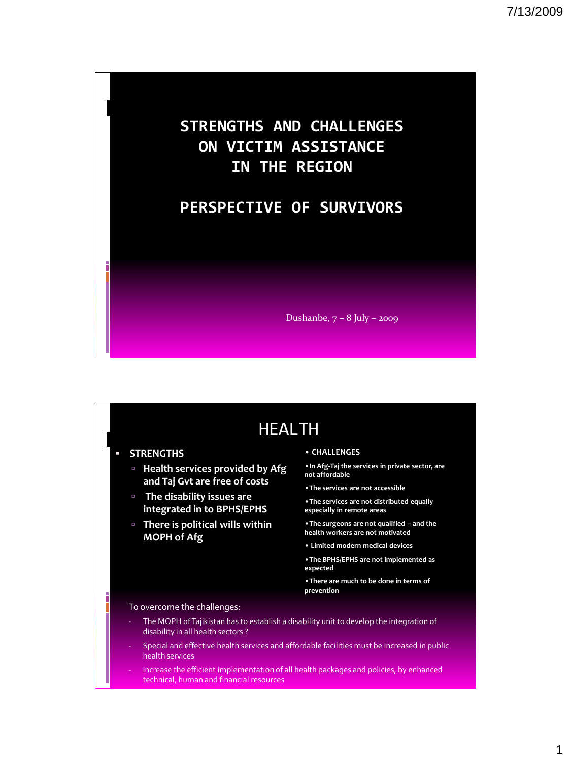# STRENGTHS AND CHALLENGES ON VICTIM ASSISTANCE IN THE REGION

## PERSPECTIVE OF SURVIVORS

Dushanbe, 7 – 8 July – 2009

## HEALTH

- **STRENGTHS**
  - **Health services provided by Afg and Taj Gvt are free of costs**
  - **The disability issues are integrated in to BPHS/EPHS**
  - **There is political wills within MOPH of Afg**

- **CHALLENGES**
  - **In Afg-Taj the services in private sector, are not affordable**
  - **The services are not accessible**
  - **The services are not distributed equally especially in remote areas**
  - **The surgeons are not qualified – and the health workers are not motivated**
  - **Limited modern medical devices**
  - **The BPHS/EPHS are not implemented as expected**
  - **There are much to be done in terms of prevention**

To overcome the challenges:

- The MOPH of Tajikistan has to establish a disability unit to develop the integration of disability in all health sectors ?
- Special and effective health services and affordable facilities must be increased in public health services
- Increase the efficient implementation of all health packages and policies, by enhanced technical, human and financial resources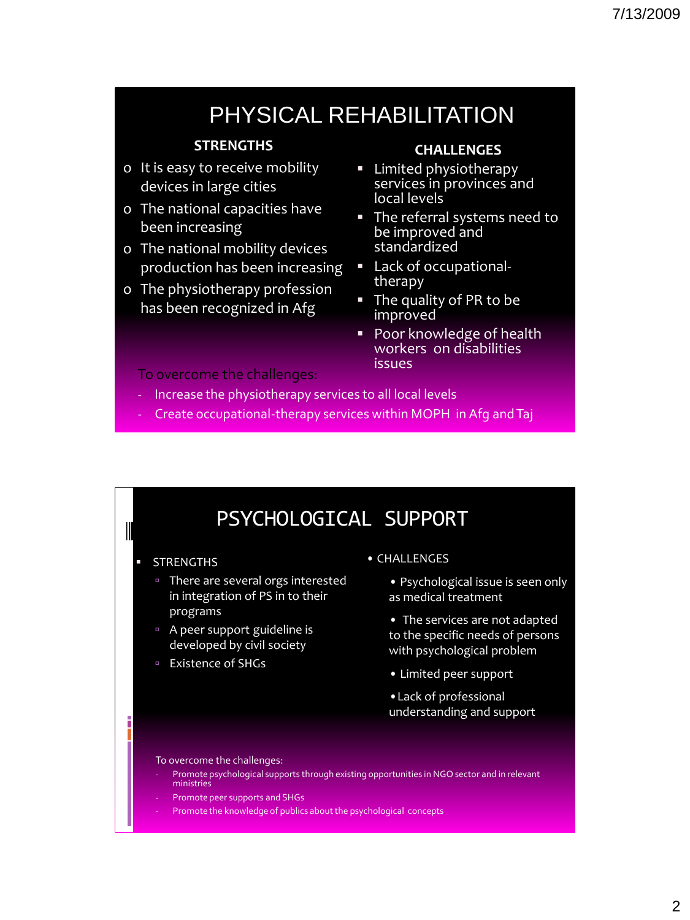# PHYSICAL REHABILITATION

**STRENGTHS**

- It is easy to receive mobility devices in large cities
- The national capacities have been increasing
- The national mobility devices production has been increasing
- The physiotherapy profession has been recognized in Afg

**CHALLENGES**

- Limited physiotherapy services in provinces and local levels
- The referral systems need to be improved and standardized
- Lack of occupational-therapy
- The quality of PR to be improved
- Poor knowledge of health workers on disabilities issues

To overcome the challenges:

- Increase the physiotherapy services to all local levels
- Create occupational-therapy services within MOPH in Afg and Taj

# PSYCHOLOGICAL SUPPORT

- STRENGTHS
  - There are several orgs interested in integration of PS in to their programs
  - A peer support guideline is developed by civil society
  - Existence of SHGs

- CHALLENGES
  - Psychological issue is seen only as medical treatment
  - The services are not adapted to the specific needs of persons with psychological problem
  - Limited peer support
  - Lack of professional understanding and support

To overcome the challenges:

- Promote psychological supports through existing opportunities in NGO sector and in relevant ministries
- Promote peer supports and SHGs
- Promote the knowledge of publics about the psychological concepts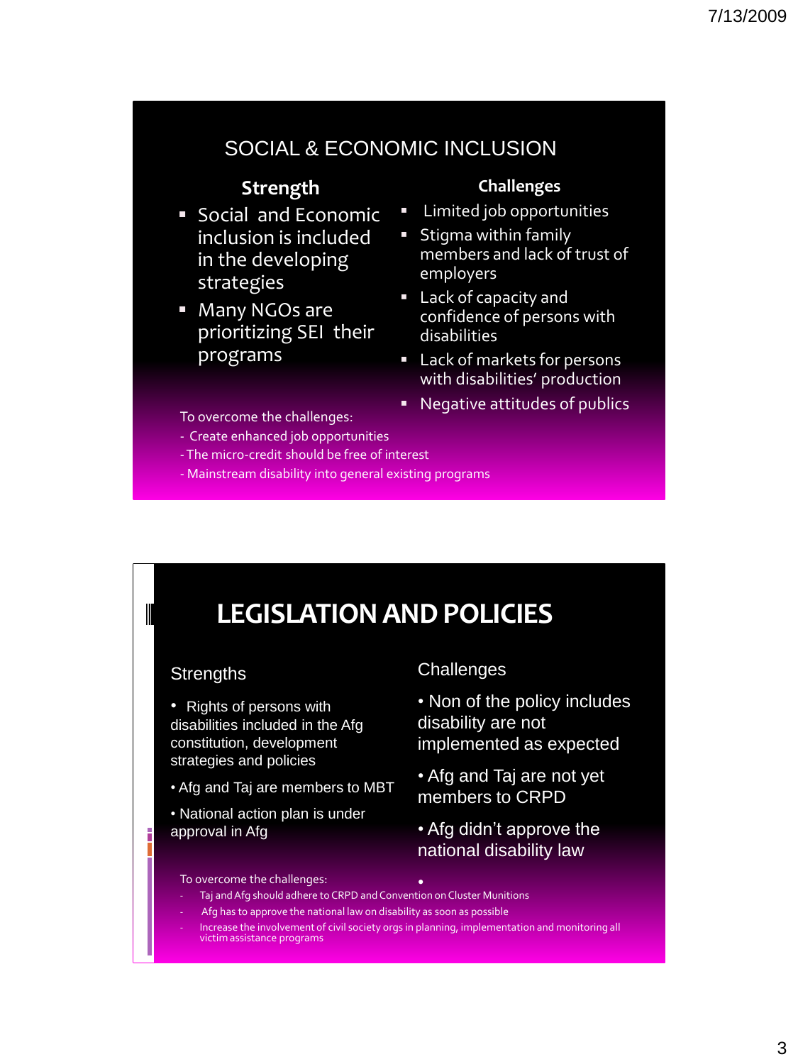## SOCIAL & ECONOMIC INCLUSION

**Strength**

- Social and Economic inclusion is included in the developing strategies
- Many NGOs are prioritizing SEI their programs

**Challenges**

- Limited job opportunities
- Stigma within family members and lack of trust of employers
- Lack of capacity and confidence of persons with disabilities
- Lack of markets for persons with disabilities' production
- Negative attitudes of publics

To overcome the challenges:

- Create enhanced job opportunities
- The micro-credit should be free of interest
- Mainstream disability into general existing programs

## LEGISLATION AND POLICIES

Strengths

- Rights of persons with disabilities included in the Afg constitution, development strategies and policies
- Afg and Taj are members to MBT
- National action plan is under approval in Afg

Challenges

- Non of the policy includes disability are not implemented as expected
- Afg and Taj are not yet members to CRPD
- Afg didn't approve the national disability law

To overcome the challenges:

- Taj and Afg should adhere to CRPD and Convention on Cluster Munitions
- Afg has to approve the national law on disability as soon as possible
- Increase the involvement of civil society orgs in planning, implementation and monitoring all victim assistance programs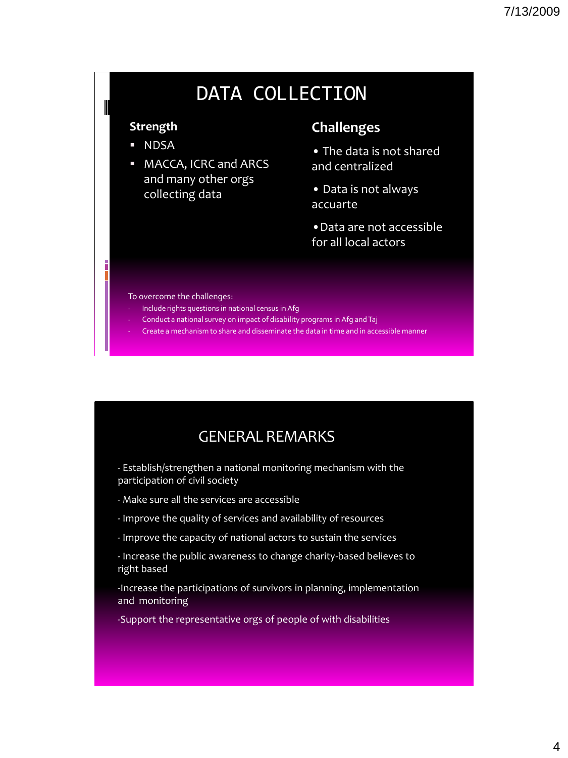# DATA COLLECTION

### Strength

- NDSA
- MACCA, ICRC and ARCS and many other orgs collecting data

### Challenges

- The data is not shared and centralized
- Data is not always accuarte
- Data are not accessible for all local actors

To overcome the challenges:

- Include rights questions in national census in Afg
- Conduct a national survey on impact of disability programs in Afg and Taj
- Create a mechanism to share and disseminate the data in time and in accessible manner

# GENERAL REMARKS

- Establish/strengthen a national monitoring mechanism with the participation of civil society
- Make sure all the services are accessible
- Improve the quality of services and availability of resources
- Improve the capacity of national actors to sustain the services
- Increase the public awareness to change charity-based believes to right based
- Increase the participations of survivors in planning, implementation and monitoring
- Support the representative orgs of people of with disabilities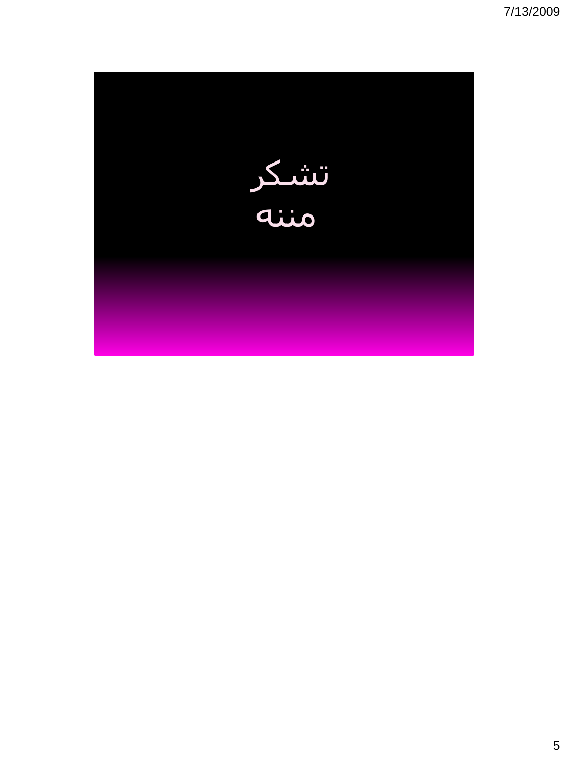تشكر
منته